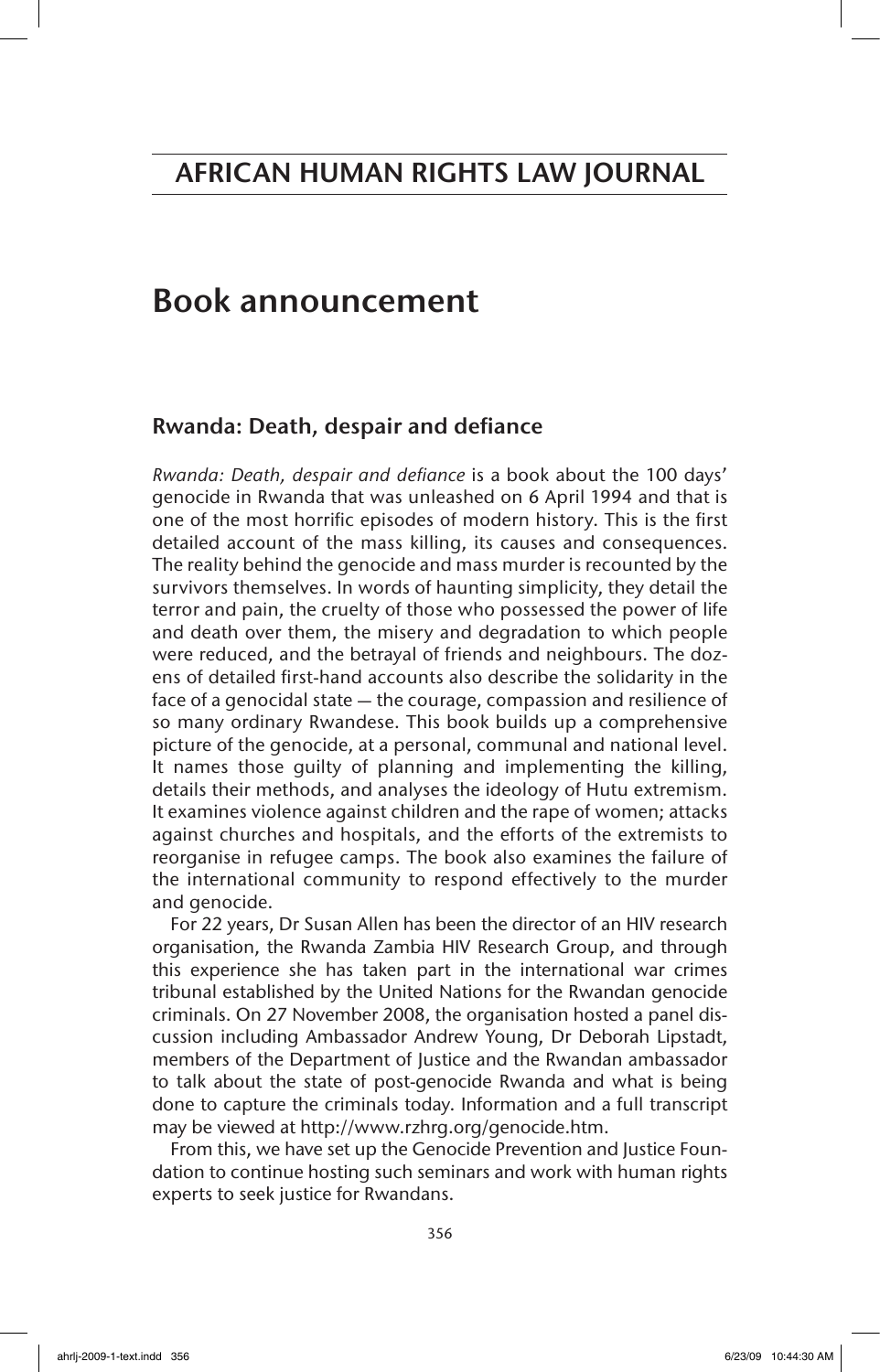# Book announcement

## Rwanda: Death, despair and defiance

*Rwanda: Death, despair and defiance* is a book about the 100 days' genocide in Rwanda that was unleashed on 6 April 1994 and that is one of the most horrific episodes of modern history. This is the first detailed account of the mass killing, its causes and consequences. The reality behind the genocide and mass murder is recounted by the survivors themselves. In words of haunting simplicity, they detail the terror and pain, the cruelty of those who possessed the power of life and death over them, the misery and degradation to which people were reduced, and the betrayal of friends and neighbours. The dozens of detailed first-hand accounts also describe the solidarity in the face of a genocidal state — the courage, compassion and resilience of so many ordinary Rwandese. This book builds up a comprehensive picture of the genocide, at a personal, communal and national level. It names those guilty of planning and implementing the killing, details their methods, and analyses the ideology of Hutu extremism. It examines violence against children and the rape of women; attacks against churches and hospitals, and the efforts of the extremists to reorganise in refugee camps. The book also examines the failure of the international community to respond effectively to the murder and genocide.

For 22 years, Dr Susan Allen has been the director of an HIV research organisation, the Rwanda Zambia HIV Research Group, and through this experience she has taken part in the international war crimes tribunal established by the United Nations for the Rwandan genocide criminals. On 27 November 2008, the organisation hosted a panel discussion including Ambassador Andrew Young, Dr Deborah Lipstadt, members of the Department of Justice and the Rwandan ambassador to talk about the state of post-genocide Rwanda and what is being done to capture the criminals today. Information and a full transcript may be viewed at http://www.rzhrg.org/genocide.htm.

From this, we have set up the Genocide Prevention and Justice Foundation to continue hosting such seminars and work with human rights experts to seek justice for Rwandans.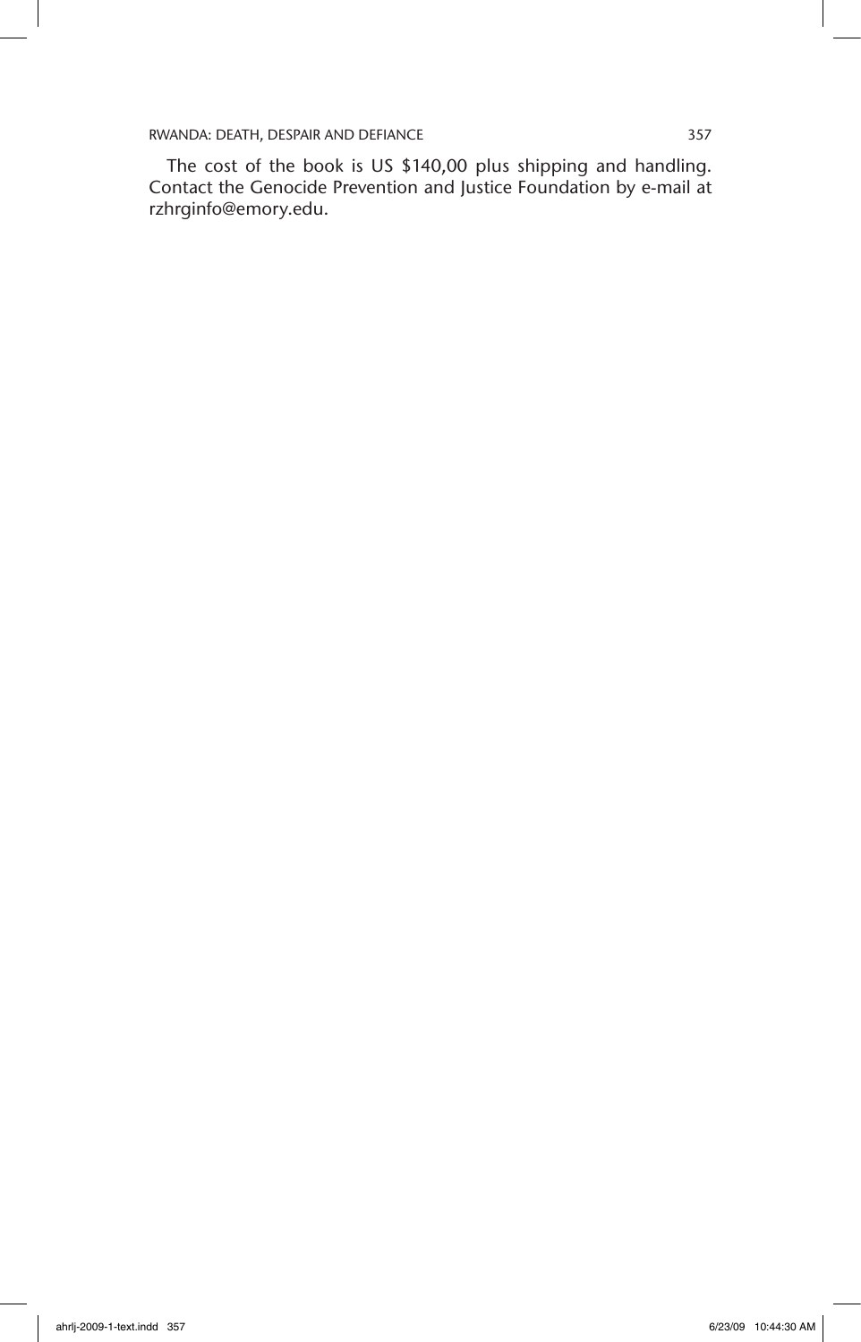The cost of the book is US $140,00 plus shipping and handling. Contact the Genocide Prevention and Justice Foundation by e-mail at rzhrginfo@emory.edu.